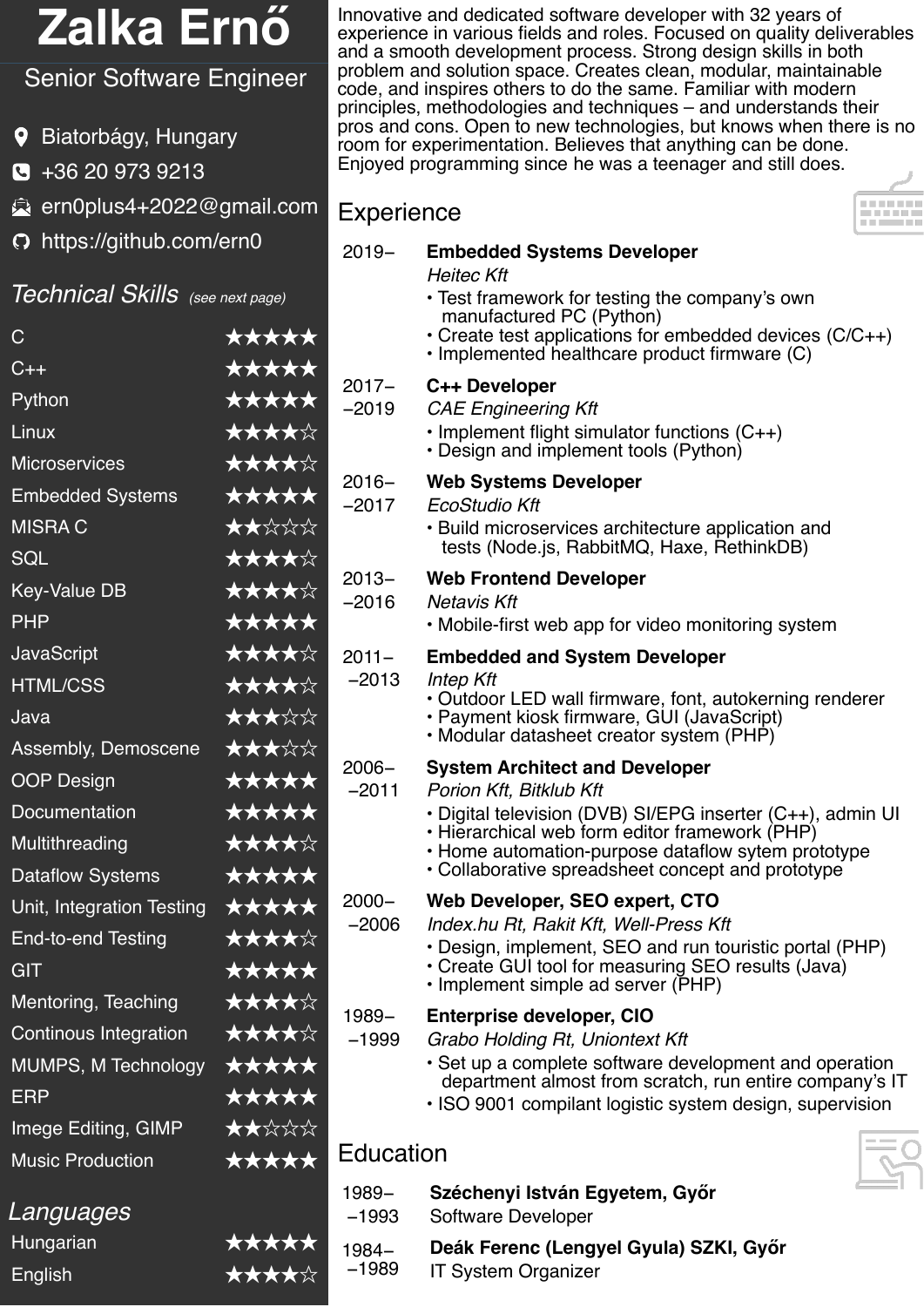# Zalka Ernő

## Senior Software Engineer

- Biatorbágy, Hungary
- +36 20 973 9213
- ern0plus4+2022@gmail.com
- https://github.com/ern0

## *Technical Skills* *(see next page)*

| Skill | Rating |
| --- | --- |
| C | ★★★★★ |
| C++ | ★★★★★ |
| Python | ★★★★★ |
| Linux | ★★★★☆ |
| Microservices | ★★★★☆ |
| Embedded Systems | ★★★★★ |
| MISRA C | ★★☆☆☆ |
| SQL | ★★★★☆ |
| Key-Value DB | ★★★★☆ |
| PHP | ★★★★★ |
| JavaScript | ★★★★☆ |
| HTML/CSS | ★★★★☆ |
| Java | ★★★☆☆ |
| Assembly, Demoscene | ★★★☆☆ |
| OOP Design | ★★★★★ |
| Documentation | ★★★★★ |
| Multithreading | ★★★★☆ |
| Dataflow Systems | ★★★★★ |
| Unit, Integration Testing | ★★★★★ |
| End-to-end Testing | ★★★★☆ |
| GIT | ★★★★★ |
| Mentoring, Teaching | ★★★★☆ |
| Continous Integration | ★★★★☆ |
| MUMPS, M Technology | ★★★★★ |
| ERP | ★★★★★ |
| Imege Editing, GIMP | ★★☆☆☆ |
| Music Production | ★★★★★ |

## *Languages*

| Language | Rating |
| --- | --- |
| Hungarian | ★★★★★ |
| English | ★★★★☆ |

Innovative and dedicated software developer with 32 years of experience in various fields and roles. Focused on quality deliverables and a smooth development process. Strong design skills in both problem and solution space. Creates clean, modular, maintainable code, and inspires others to do the same. Familiar with modern principles, methodologies and techniques – and understands their pros and cons. Open to new technologies, but knows when there is no room for experimentation. Believes that anything can be done. Enjoyed programming since he was a teenager and still does.

## Experience

**2019–** **Embedded Systems Developer**
*Heitec Kft*
- Test framework for testing the company's own manufactured PC (Python)
- Create test applications for embedded devices (C/C++)
- Implemented healthcare product firmware (C)

**2017–2019** **C++ Developer**
*CAE Engineering Kft*
- Implement flight simulator functions (C++)
- Design and implement tools (Python)

**2016–2017** **Web Systems Developer**
*EcoStudio Kft*
- Build microservices architecture application and tests (Node.js, RabbitMQ, Haxe, RethinkDB)

**2013–2016** **Web Frontend Developer**
*Netavis Kft*
- Mobile-first web app for video monitoring system

**2011–2013** **Embedded and System Developer**
*Intep Kft*
- Outdoor LED wall firmware, font, autokerning renderer
- Payment kiosk firmware, GUI (JavaScript)
- Modular datasheet creator system (PHP)

**2006–2011** **System Architect and Developer**
*Porion Kft, Bitklub Kft*
- Digital television (DVB) SI/EPG inserter (C++), admin UI
- Hierarchical web form editor framework (PHP)
- Home automation-purpose dataflow sytem prototype
- Collaborative spreadsheet concept and prototype

**2000–2006** **Web Developer, SEO expert, CTO**
*Index.hu Rt, Rakit Kft, Well-Press Kft*
- Design, implement, SEO and run touristic portal (PHP)
- Create GUI tool for measuring SEO results (Java)
- Implement simple ad server (PHP)

**1989–1999** **Enterprise developer, CIO**
*Grabo Holding Rt, Uniontext Kft*
- Set up a complete software development and operation department almost from scratch, run entire company's IT
- ISO 9001 compilant logistic system design, supervision

## Education

**1989–1993** **Széchenyi István Egyetem, Győr**
Software Developer

**1984–1989** **Deák Ferenc (Lengyel Gyula) SZKI, Győr**
IT System Organizer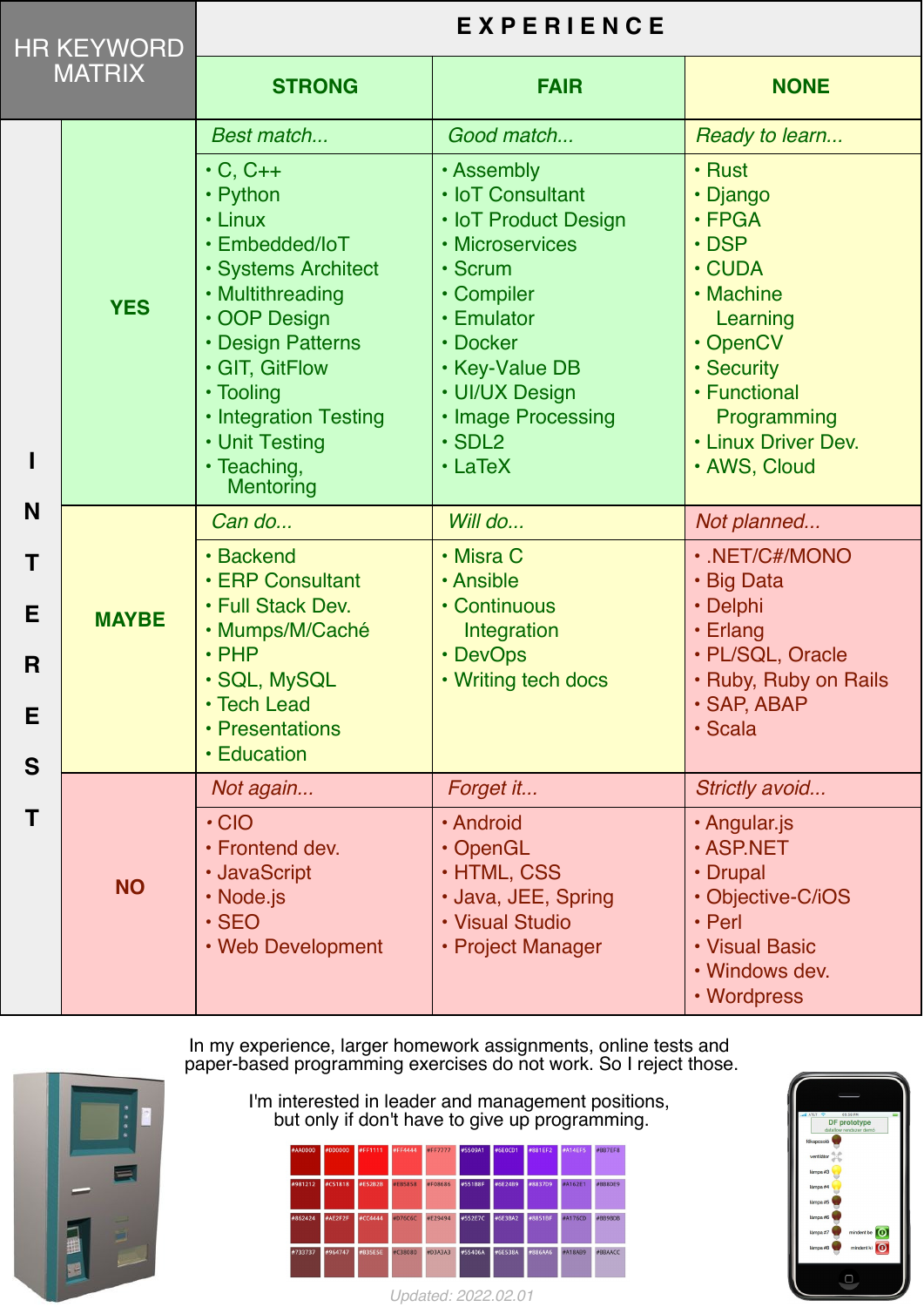# HR KEYWORD MATRIX

| INTEREST \ EXPERIENCE | STRONG | FAIR | NONE |
|---|---|---|---|
| **YES** | *Best match...* | *Good match...* | *Ready to learn...* |
| | • C, C++<br>• Python<br>• Linux<br>• Embedded/IoT<br>• Systems Architect<br>• Multithreading<br>• OOP Design<br>• Design Patterns<br>• GIT, GitFlow<br>• Tooling<br>• Integration Testing<br>• Unit Testing<br>• Teaching, Mentoring | • Assembly<br>• IoT Consultant<br>• IoT Product Design<br>• Microservices<br>• Scrum<br>• Compiler<br>• Emulator<br>• Docker<br>• Key-Value DB<br>• UI/UX Design<br>• Image Processing<br>• SDL2<br>• LaTeX | • Rust<br>• Django<br>• FPGA<br>• DSP<br>• CUDA<br>• Machine Learning<br>• OpenCV<br>• Security<br>• Functional Programming<br>• Linux Driver Dev.<br>• AWS, Cloud |
| **MAYBE** | *Can do...* | *Will do...* | *Not planned...* |
| | • Backend<br>• ERP Consultant<br>• Full Stack Dev.<br>• Mumps/M/Caché<br>• PHP<br>• SQL, MySQL<br>• Tech Lead<br>• Presentations<br>• Education | • Misra C<br>• Ansible<br>• Continuous Integration<br>• DevOps<br>• Writing tech docs | • .NET/C#/MONO<br>• Big Data<br>• Delphi<br>• Erlang<br>• PL/SQL, Oracle<br>• Ruby, Ruby on Rails<br>• SAP, ABAP<br>• Scala |
| **NO** | *Not again...* | *Forget it...* | *Strictly avoid...* |
| | • CIO<br>• Frontend dev.<br>• JavaScript<br>• Node.js<br>• SEO<br>• Web Development | • Android<br>• OpenGL<br>• HTML, CSS<br>• Java, JEE, Spring<br>• Visual Studio<br>• Project Manager | • Angular.js<br>• ASP.NET<br>• Drupal<br>• Objective-C/iOS<br>• Perl<br>• Visual Basic<br>• Windows dev.<br>• Wordpress |

In my experience, larger homework assignments, online tests and paper-based programming exercises do not work. So I reject those.

I'm interested in leader and management positions, but only if don't have to give up programming.

*Updated: 2022.02.01*